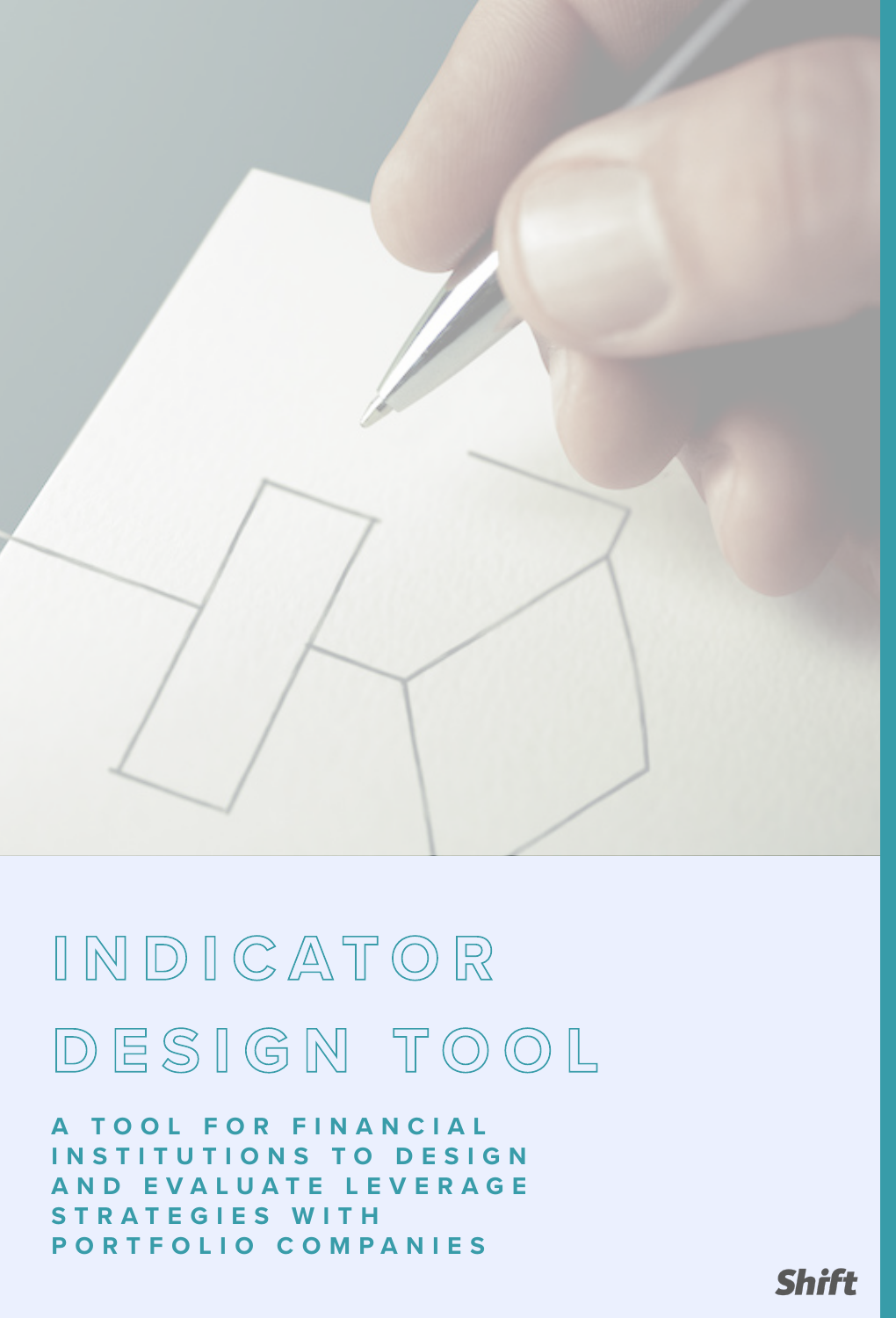# INDICATOR DESIGN TOOL

**A TOOL FOR FINANCIAL INSTITUTIONS TO DESIGN AND EVALUATE LEVERAGE STRATEGIES WITH PORTFOLIO COMPANIES**

Shift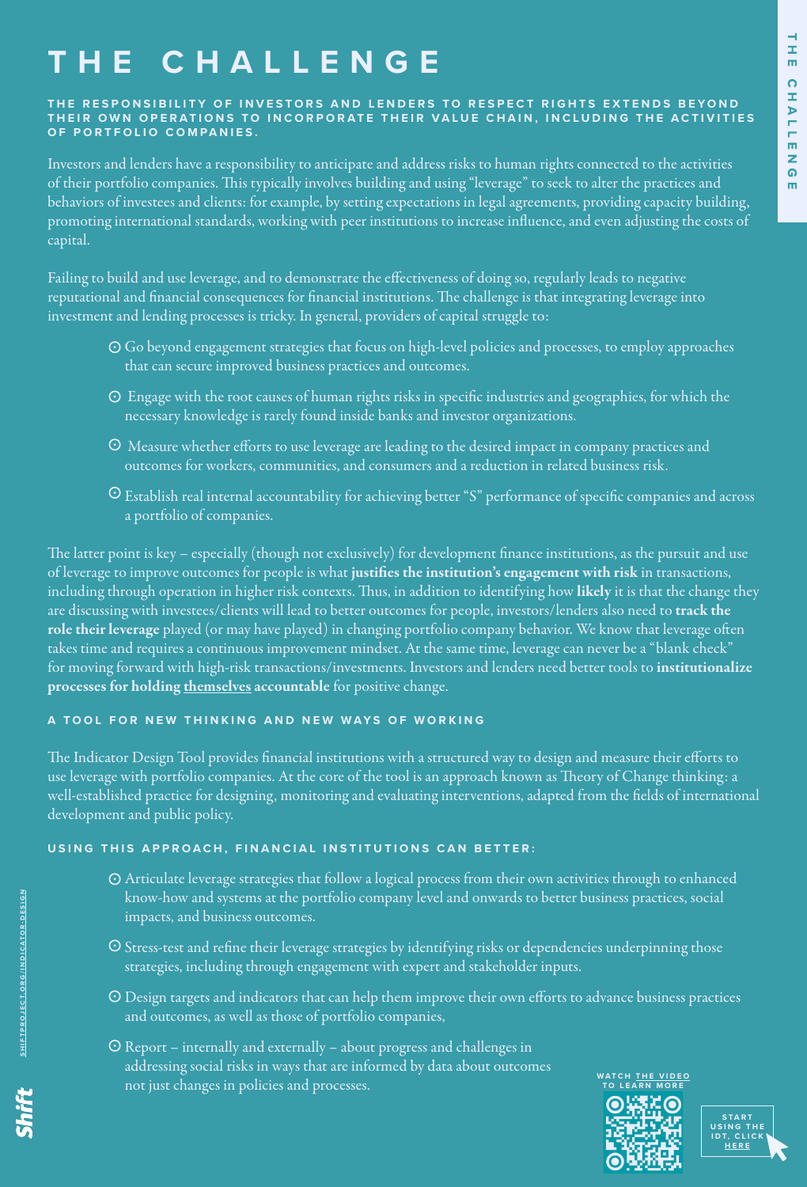# THE CHALLENGE

**THE RESPONSIBILITY OF INVESTORS AND LENDERS TO RESPECT RIGHTS EXTENDS BEYOND THEIR OWN OPERATIONS TO INCORPORATE THEIR VALUE CHAIN, INCLUDING THE ACTIVITIES OF PORTFOLIO COMPANIES.**

Investors and lenders have a responsibility to anticipate and address risks to human rights connected to the activities of their portfolio companies. This typically involves building and using "leverage" to seek to alter the practices and behaviors of investees and clients: for example, by setting expectations in legal agreements, providing capacity building, promoting international standards, working with peer institutions to increase influence, and even adjusting the costs of capital.

Failing to build and use leverage, and to demonstrate the effectiveness of doing so, regularly leads to negative reputational and financial consequences for financial institutions. The challenge is that integrating leverage into investment and lending processes is tricky. In general, providers of capital struggle to:

- Go beyond engagement strategies that focus on high-level policies and processes, to employ approaches that can secure improved business practices and outcomes.
- Engage with the root causes of human rights risks in specific industries and geographies, for which the necessary knowledge is rarely found inside banks and investor organizations.
- Measure whether efforts to use leverage are leading to the desired impact in company practices and outcomes for workers, communities, and consumers and a reduction in related business risk.
- Establish real internal accountability for achieving better "S" performance of specific companies and across a portfolio of companies.

The latter point is key – especially (though not exclusively) for development finance institutions, as the pursuit and use of leverage to improve outcomes for people is what **justifies the institution's engagement with risk** in transactions, including through operation in higher risk contexts. Thus, in addition to identifying how **likely** it is that the change they are discussing with investees/clients will lead to better outcomes for people, investors/lenders also need to **track the role their leverage** played (or may have played) in changing portfolio company behavior. We know that leverage often takes time and requires a continuous improvement mindset. At the same time, leverage can never be a "blank check" for moving forward with high-risk transactions/investments. Investors and lenders need better tools to **institutionalize processes for holding themselves accountable** for positive change.

## A TOOL FOR NEW THINKING AND NEW WAYS OF WORKING

The Indicator Design Tool provides financial institutions with a structured way to design and measure their efforts to use leverage with portfolio companies. At the core of the tool is an approach known as Theory of Change thinking: a well-established practice for designing, monitoring and evaluating interventions, adapted from the fields of international development and public policy.

## USING THIS APPROACH, FINANCIAL INSTITUTIONS CAN BETTER:

- Articulate leverage strategies that follow a logical process from their own activities through to enhanced know-how and systems at the portfolio company level and onwards to better business practices, social impacts, and business outcomes.
- Stress-test and refine their leverage strategies by identifying risks or dependencies underpinning those strategies, including through engagement with expert and stakeholder inputs.
- Design targets and indicators that can help them improve their own efforts to advance business practices and outcomes, as well as those of portfolio companies,
- Report – internally and externally – about progress and challenges in addressing social risks in ways that are informed by data about outcomes not just changes in policies and processes.

WATCH THE VIDEO TO LEARN MORE

START USING THE IDT, CLICK HERE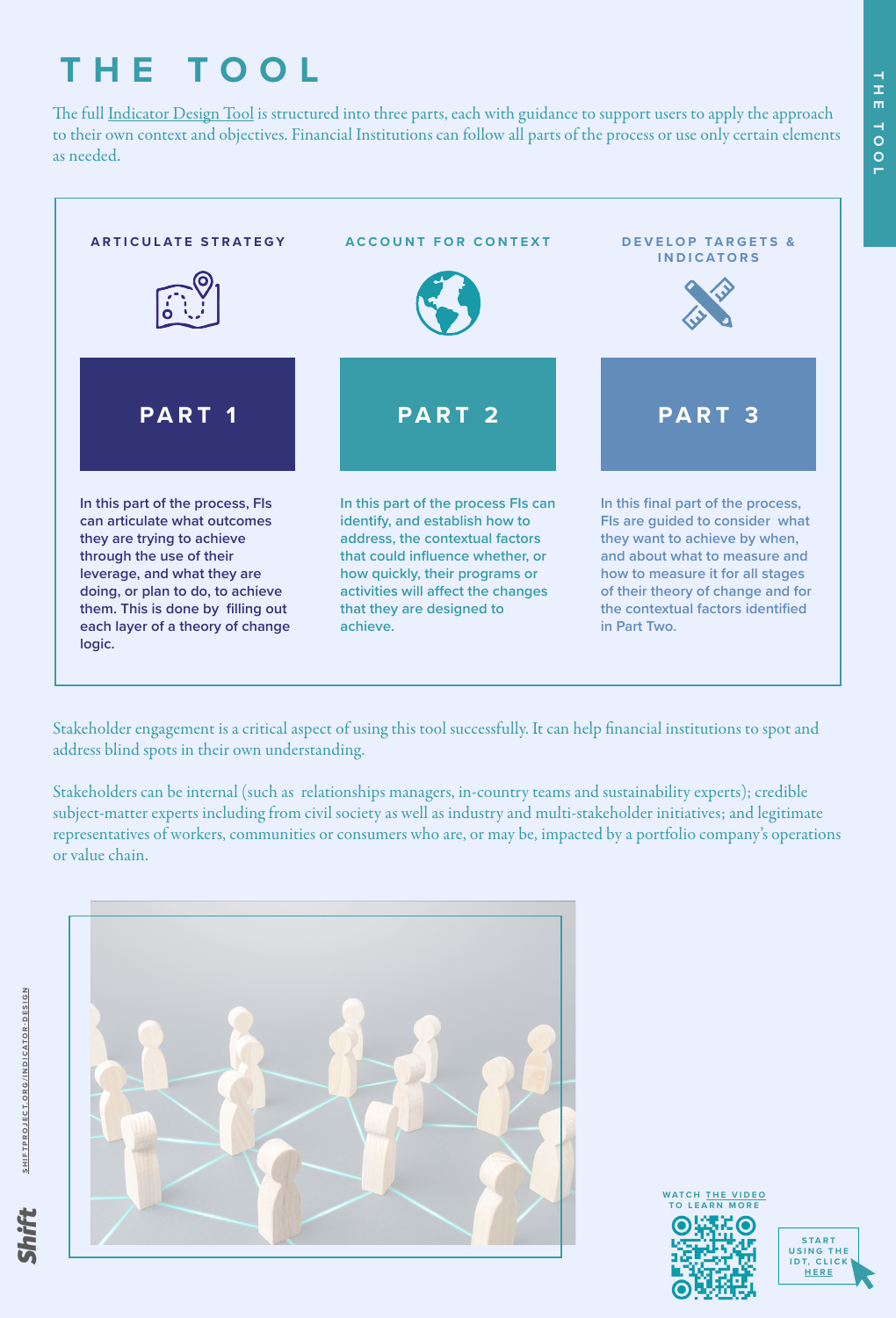# THE TOOL

The full Indicator Design Tool is structured into three parts, each with guidance to support users to apply the approach to their own context and objectives. Financial Institutions can follow all parts of the process or use only certain elements as needed.

### ARTICULATE STRATEGY

## PART 1

In this part of the process, FIs can articulate what outcomes they are trying to achieve through the use of their leverage, and what they are doing, or plan to do, to achieve them. This is done by filling out each layer of a theory of change logic.

### ACCOUNT FOR CONTEXT

## PART 2

In this part of the process FIs can identify, and establish how to address, the contextual factors that could influence whether, or how quickly, their programs or activities will affect the changes that they are designed to achieve.

### DEVELOP TARGETS & INDICATORS

## PART 3

In this final part of the process, FIs are guided to consider what they want to achieve by when, and about what to measure and how to measure it for all stages of their theory of change and for the contextual factors identified in Part Two.

Stakeholder engagement is a critical aspect of using this tool successfully. It can help financial institutions to spot and address blind spots in their own understanding.

Stakeholders can be internal (such as relationships managers, in-country teams and sustainability experts); credible subject-matter experts including from civil society as well as industry and multi-stakeholder initiatives; and legitimate representatives of workers, communities or consumers who are, or may be, impacted by a portfolio company's operations or value chain.

WATCH THE VIDEO TO LEARN MORE

START USING THE IDT, CLICK HERE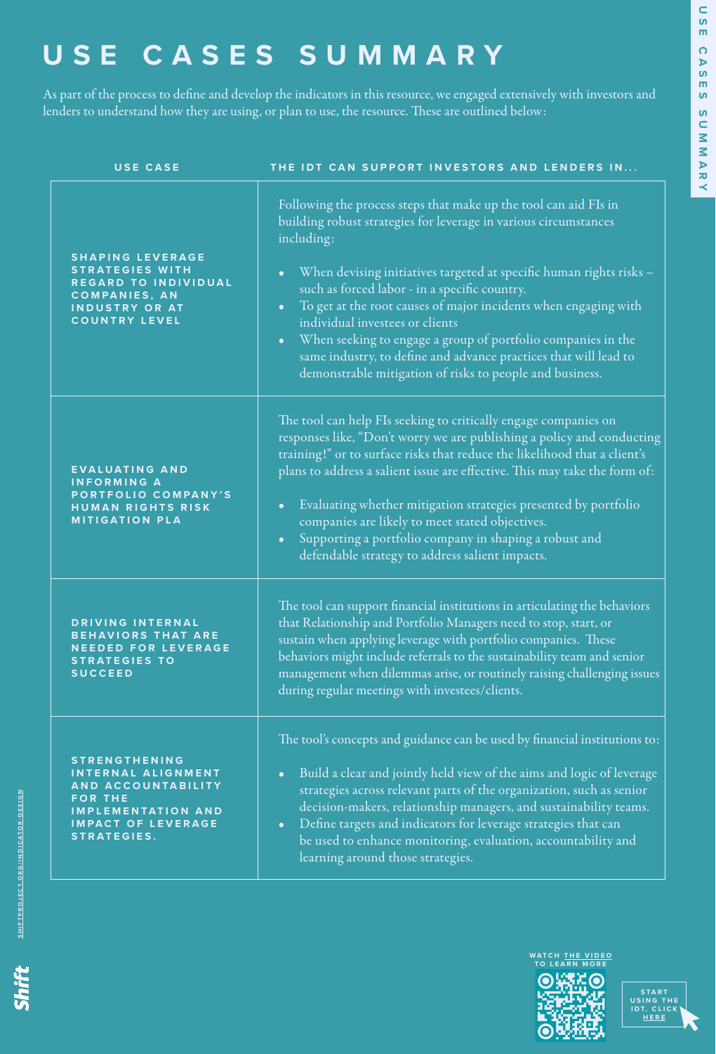# USE CASES SUMMARY

As part of the process to define and develop the indicators in this resource, we engaged extensively with investors and lenders to understand how they are using, or plan to use, the resource. These are outlined below:

| USE CASE | THE IDT CAN SUPPORT INVESTORS AND LENDERS IN... |
|---|---|
| **SHAPING LEVERAGE STRATEGIES WITH REGARD TO INDIVIDUAL COMPANIES, AN INDUSTRY OR AT COUNTRY LEVEL** | Following the process steps that make up the tool can aid FIs in building robust strategies for leverage in various circumstances including:<br>• When devising initiatives targeted at specific human rights risks – such as forced labor - in a specific country.<br>• To get at the root causes of major incidents when engaging with individual investees or clients<br>• When seeking to engage a group of portfolio companies in the same industry, to define and advance practices that will lead to demonstrable mitigation of risks to people and business. |
| **EVALUATING AND INFORMING A PORTFOLIO COMPANY'S HUMAN RIGHTS RISK MITIGATION PLA** | The tool can help FIs seeking to critically engage companies on responses like, "Don't worry we are publishing a policy and conducting training!" or to surface risks that reduce the likelihood that a client's plans to address a salient issue are effective. This may take the form of:<br>• Evaluating whether mitigation strategies presented by portfolio companies are likely to meet stated objectives.<br>• Supporting a portfolio company in shaping a robust and defendable strategy to address salient impacts. |
| **DRIVING INTERNAL BEHAVIORS THAT ARE NEEDED FOR LEVERAGE STRATEGIES TO SUCCEED** | The tool can support financial institutions in articulating the behaviors that Relationship and Portfolio Managers need to stop, start, or sustain when applying leverage with portfolio companies. These behaviors might include referrals to the sustainability team and senior management when dilemmas arise, or routinely raising challenging issues during regular meetings with investees/clients. |
| **STRENGTHENING INTERNAL ALIGNMENT AND ACCOUNTABILITY FOR THE IMPLEMENTATION AND IMPACT OF LEVERAGE STRATEGIES.** | The tool's concepts and guidance can be used by financial institutions to:<br>• Build a clear and jointly held view of the aims and logic of leverage strategies across relevant parts of the organization, such as senior decision-makers, relationship managers, and sustainability teams.<br>• Define targets and indicators for leverage strategies that can be used to enhance monitoring, evaluation, accountability and learning around those strategies. |

WATCH THE VIDEO TO LEARN MORE

START USING THE IDT, CLICK HERE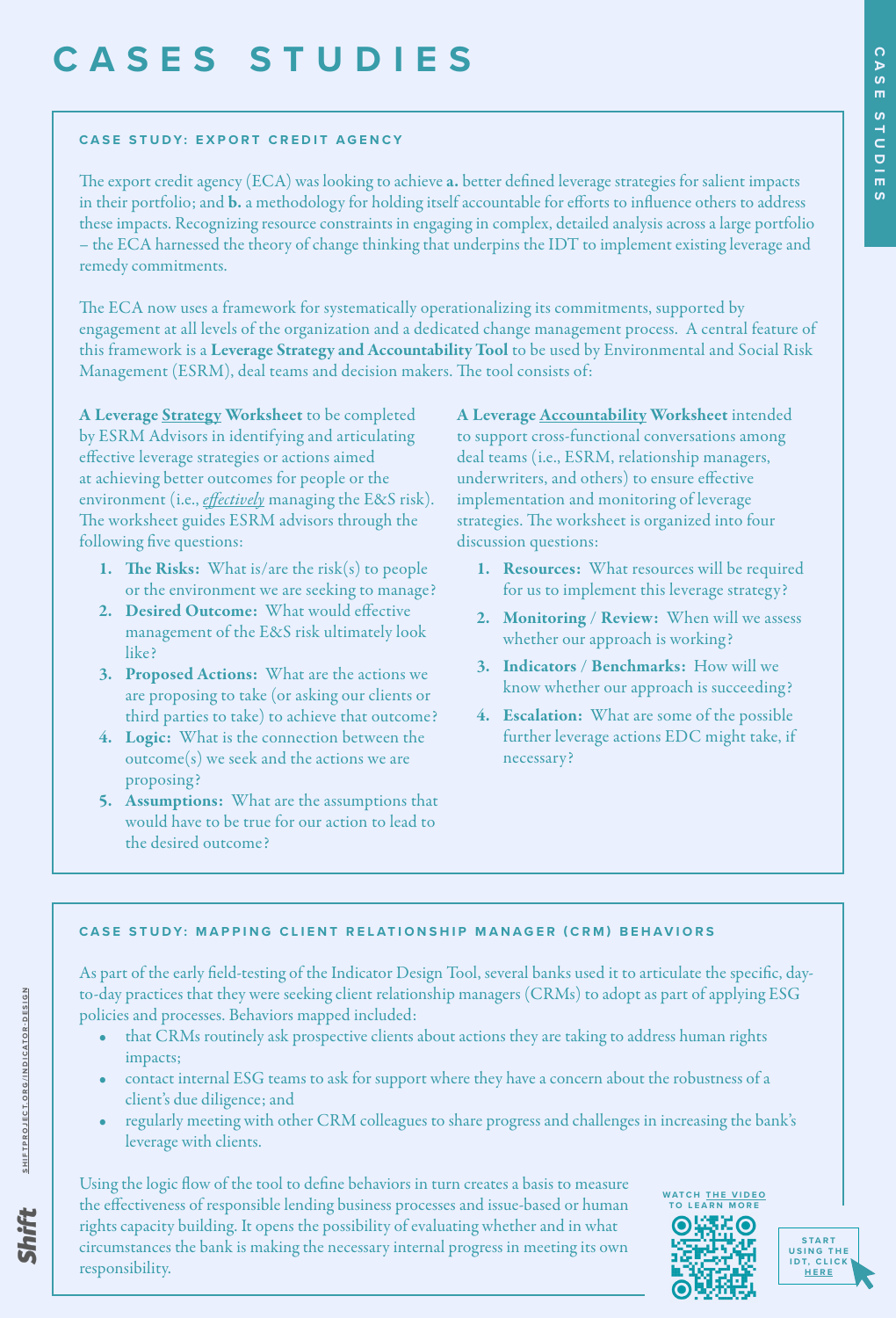# CASES STUDIES

### CASE STUDY: EXPORT CREDIT AGENCY

The export credit agency (ECA) was looking to achieve **a.** better defined leverage strategies for salient impacts in their portfolio; and **b.** a methodology for holding itself accountable for efforts to influence others to address these impacts. Recognizing resource constraints in engaging in complex, detailed analysis across a large portfolio – the ECA harnessed the theory of change thinking that underpins the IDT to implement existing leverage and remedy commitments.

The ECA now uses a framework for systematically operationalizing its commitments, supported by engagement at all levels of the organization and a dedicated change management process. A central feature of this framework is a **Leverage Strategy and Accountability Tool** to be used by Environmental and Social Risk Management (ESRM), deal teams and decision makers. The tool consists of:

**A Leverage Strategy Worksheet** to be completed by ESRM Advisors in identifying and articulating effective leverage strategies or actions aimed at achieving better outcomes for people or the environment (i.e., *effectively* managing the E&S risk). The worksheet guides ESRM advisors through the following five questions:

1. **The Risks:** What is/are the risk(s) to people or the environment we are seeking to manage?
2. **Desired Outcome:** What would effective management of the E&S risk ultimately look like?
3. **Proposed Actions:** What are the actions we are proposing to take (or asking our clients or third parties to take) to achieve that outcome?
4. **Logic:** What is the connection between the outcome(s) we seek and the actions we are proposing?
5. **Assumptions:** What are the assumptions that would have to be true for our action to lead to the desired outcome?

**A Leverage Accountability Worksheet** intended to support cross-functional conversations among deal teams (i.e., ESRM, relationship managers, underwriters, and others) to ensure effective implementation and monitoring of leverage strategies. The worksheet is organized into four discussion questions:

1. **Resources:** What resources will be required for us to implement this leverage strategy?
2. **Monitoring / Review:** When will we assess whether our approach is working?
3. **Indicators / Benchmarks:** How will we know whether our approach is succeeding?
4. **Escalation:** What are some of the possible further leverage actions EDC might take, if necessary?

### CASE STUDY: MAPPING CLIENT RELATIONSHIP MANAGER (CRM) BEHAVIORS

As part of the early field-testing of the Indicator Design Tool, several banks used it to articulate the specific, day-to-day practices that they were seeking client relationship managers (CRMs) to adopt as part of applying ESG policies and processes. Behaviors mapped included:

- that CRMs routinely ask prospective clients about actions they are taking to address human rights impacts;
- contact internal ESG teams to ask for support where they have a concern about the robustness of a client's due diligence; and
- regularly meeting with other CRM colleagues to share progress and challenges in increasing the bank's leverage with clients.

Using the logic flow of the tool to define behaviors in turn creates a basis to measure the effectiveness of responsible lending business processes and issue-based or human rights capacity building. It opens the possibility of evaluating whether and in what circumstances the bank is making the necessary internal progress in meeting its own responsibility.

WATCH THE VIDEO TO LEARN MORE

START USING THE IDT, CLICK HERE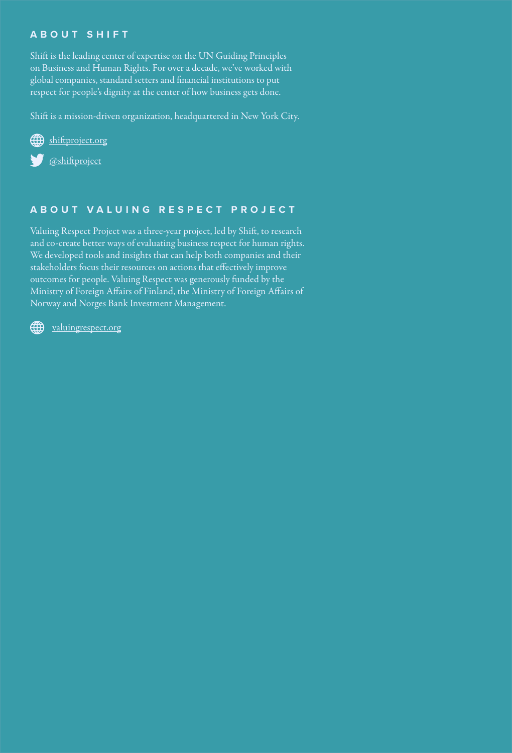## ABOUT SHIFT

Shift is the leading center of expertise on the UN Guiding Principles on Business and Human Rights. For over a decade, we've worked with global companies, standard setters and financial institutions to put respect for people's dignity at the center of how business gets done.

Shift is a mission-driven organization, headquartered in New York City.

shiftproject.org

@shiftproject

## ABOUT VALUING RESPECT PROJECT

Valuing Respect Project was a three-year project, led by Shift, to research and co-create better ways of evaluating business respect for human rights. We developed tools and insights that can help both companies and their stakeholders focus their resources on actions that effectively improve outcomes for people. Valuing Respect was generously funded by the Ministry of Foreign Affairs of Finland, the Ministry of Foreign Affairs of Norway and Norges Bank Investment Management.

valuingrespect.org